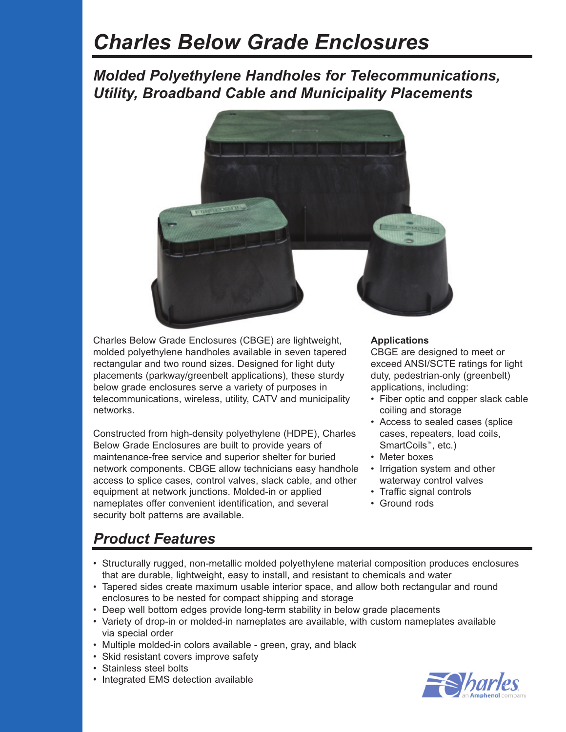# Charles Below Grade Enclosures

## *Molded Polyethylene Handholes for Telecommunications, Utility, Broadband Cable and Municipality Placements*

Charles Below Grade Enclosures (CBGE) are lightweight, molded polyethylene handholes available in seven tapered rectangular and two round sizes. Designed for light duty placements (parkway/greenbelt applications), these sturdy below grade enclosures serve a variety of purposes in telecommunications, wireless, utility, CATV and municipality networks.

Constructed from high-density polyethylene (HDPE), Charles Below Grade Enclosures are built to provide years of maintenance-free service and superior shelter for buried network components. CBGE allow technicians easy handhole access to splice cases, control valves, slack cable, and other equipment at network junctions. Molded-in or applied nameplates offer convenient identification, and several security bolt patterns are available.

**Applications**

CBGE are designed to meet or exceed ANSI/SCTE ratings for light duty, pedestrian-only (greenbelt) applications, including:

- Fiber optic and copper slack cable coiling and storage
- Access to sealed cases (splice cases, repeaters, load coils, SmartCoils™, etc.)
- Meter boxes
- Irrigation system and other waterway control valves
- Traffic signal controls
- Ground rods

## *Product Features*

- Structurally rugged, non-metallic molded polyethylene material composition produces enclosures that are durable, lightweight, easy to install, and resistant to chemicals and water
- Tapered sides create maximum usable interior space, and allow both rectangular and round enclosures to be nested for compact shipping and storage
- Deep well bottom edges provide long-term stability in below grade placements
- Variety of drop-in or molded-in nameplates are available, with custom nameplates available via special order
- Multiple molded-in colors available - green, gray, and black
- Skid resistant covers improve safety
- Stainless steel bolts
- Integrated EMS detection available

Charles an Amphenol company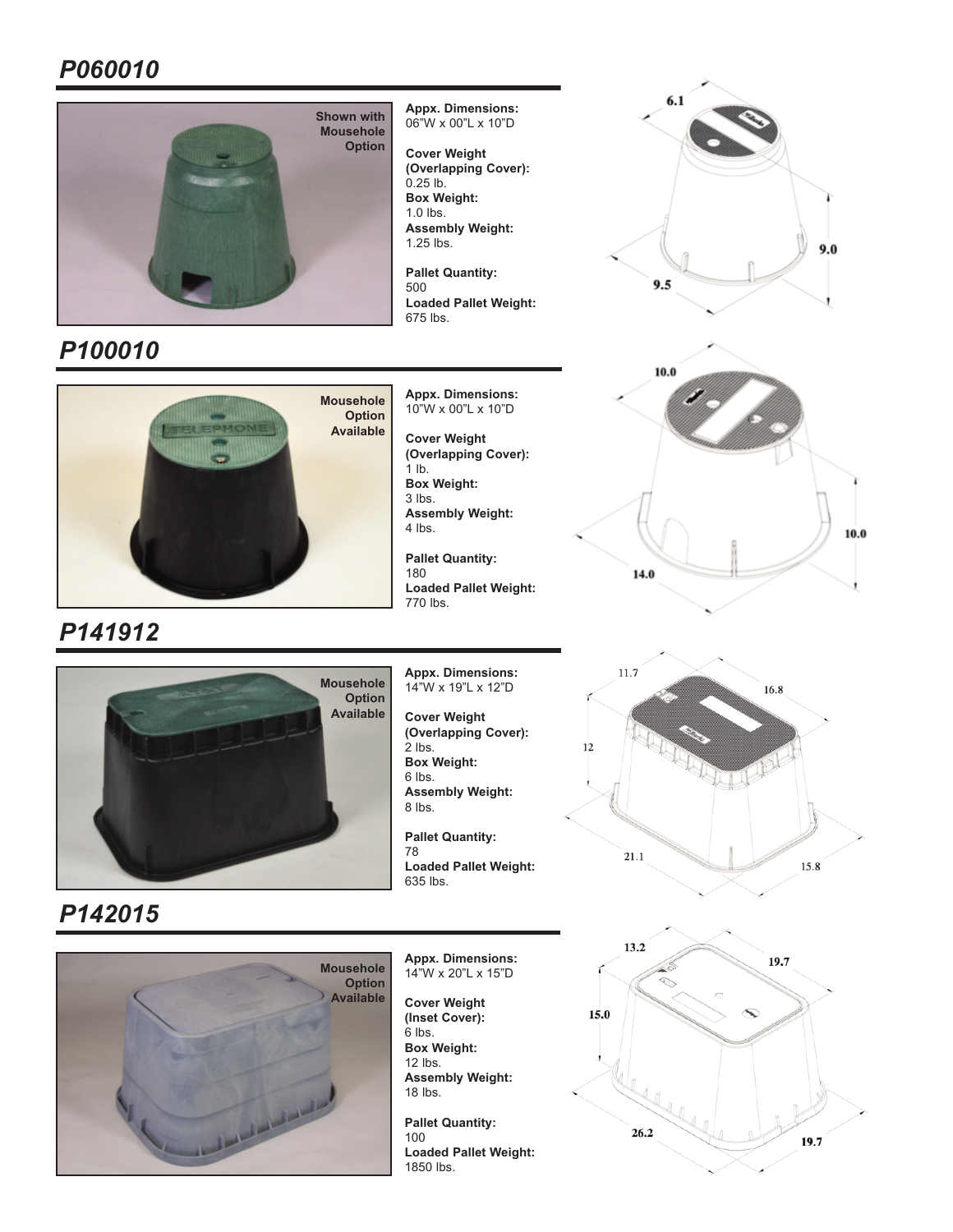## *P060010*

Shown with Mousehole Option

**Appx. Dimensions:**
06"W x 00"L x 10"D

**Cover Weight (Overlapping Cover):**
0.25 lb.
**Box Weight:**
1.0 lbs.
**Assembly Weight:**
1.25 lbs.

**Pallet Quantity:**
500
**Loaded Pallet Weight:**
675 lbs.

6.1
9.0
9.5

## *P100010*

Mousehole Option Available

**Appx. Dimensions:**
10"W x 00"L x 10"D

**Cover Weight (Overlapping Cover):**
1 lb.
**Box Weight:**
3 lbs.
**Assembly Weight:**
4 lbs.

**Pallet Quantity:**
180
**Loaded Pallet Weight:**
770 lbs.

10.0
10.0
14.0

## *P141912*

Mousehole Option Available

**Appx. Dimensions:**
14"W x 19"L x 12"D

**Cover Weight (Overlapping Cover):**
2 lbs.
**Box Weight:**
6 lbs.
**Assembly Weight:**
8 lbs.

**Pallet Quantity:**
78
**Loaded Pallet Weight:**
635 lbs.

11.7
16.8
12
21.1
15.8

## *P142015*

Mousehole Option Available

**Appx. Dimensions:**
14"W x 20"L x 15"D

**Cover Weight (Inset Cover):**
6 lbs.
**Box Weight:**
12 lbs.
**Assembly Weight:**
18 lbs.

**Pallet Quantity:**
100
**Loaded Pallet Weight:**
1850 lbs.

13.2
19.7
15.0
26.2
19.7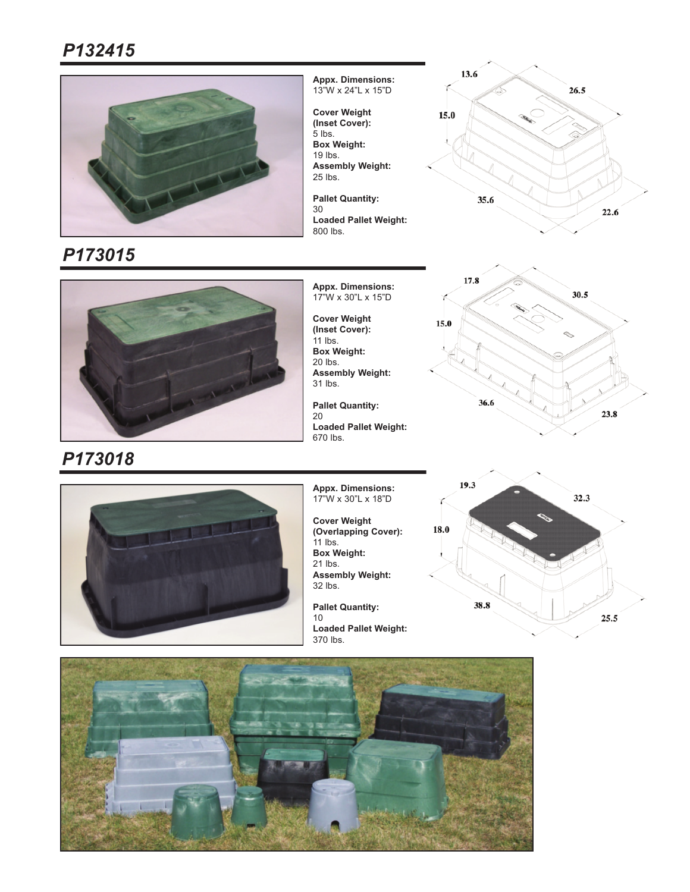## *P132415*

**Appx. Dimensions:**
13"W x 24"L x 15"D

**Cover Weight (Inset Cover):**
5 lbs.
**Box Weight:**
19 lbs.
**Assembly Weight:**
25 lbs.

**Pallet Quantity:**
30
**Loaded Pallet Weight:**
800 lbs.

13.6
26.5
15.0
35.6
22.6

## *P173015*

**Appx. Dimensions:**
17"W x 30"L x 15"D

**Cover Weight (Inset Cover):**
11 lbs.
**Box Weight:**
20 lbs.
**Assembly Weight:**
31 lbs.

**Pallet Quantity:**
20
**Loaded Pallet Weight:**
670 lbs.

17.8
30.5
15.0
36.6
23.8

## *P173018*

**Appx. Dimensions:**
17"W x 30"L x 18"D

**Cover Weight (Overlapping Cover):**
11 lbs.
**Box Weight:**
21 lbs.
**Assembly Weight:**
32 lbs.

**Pallet Quantity:**
10
**Loaded Pallet Weight:**
370 lbs.

19.3
32.3
18.0
38.8
25.5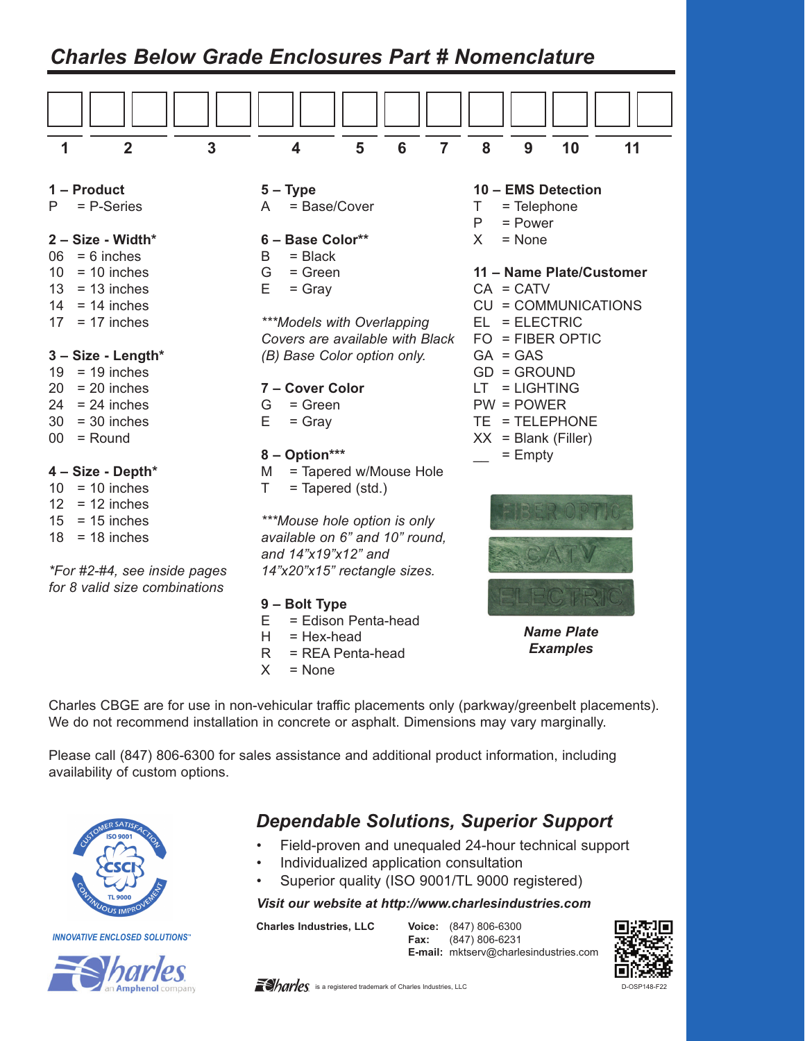# Charles Below Grade Enclosures Part # Nomenclature

| 1 | 2 | 3 | 4 | 5 | 6 | 7 | 8 | 9 | 10 | 11 |
|---|---|---|---|---|---|---|---|---|---|---|

**1 – Product**
P = P-Series

**2 – Size - Width***
06 = 6 inches
10 = 10 inches
13 = 13 inches
14 = 14 inches
17 = 17 inches

**3 – Size - Length***
19 = 19 inches
20 = 20 inches
24 = 24 inches
30 = 30 inches
00 = Round

**4 – Size - Depth***
10 = 10 inches
12 = 12 inches
15 = 15 inches
18 = 18 inches

*For #2-#4, see inside pages for 8 valid size combinations*

**5 – Type**
A = Base/Cover

**6 – Base Color****
B = Black
G = Green
E = Gray

****Models with Overlapping Covers are available with Black (B) Base Color option only.*

**7 – Cover Color**
G = Green
E = Gray

**8 – Option*****
M = Tapered w/Mouse Hole
T = Tapered (std.)

****Mouse hole option is only available on 6" and 10" round, and 14"x19"x12" and 14"x20"x15" rectangle sizes.*

**9 – Bolt Type**
E = Edison Penta-head
H = Hex-head
R = REA Penta-head
X = None

**10 – EMS Detection**
T = Telephone
P = Power
X = None

**11 – Name Plate/Customer**
CA = CATV
CU = COMMUNICATIONS
EL = ELECTRIC
FO = FIBER OPTIC
GA = GAS
GD = GROUND
LT = LIGHTING
PW = POWER
TE = TELEPHONE
XX = Blank (Filler)
__ = Empty

***Name Plate Examples***

Charles CBGE are for use in non-vehicular traffic placements only (parkway/greenbelt placements). We do not recommend installation in concrete or asphalt. Dimensions may vary marginally.

Please call (847) 806-6300 for sales assistance and additional product information, including availability of custom options.

INNOVATIVE ENCLOSED SOLUTIONS™

## *Dependable Solutions, Superior Support*

- Field-proven and unequaled 24-hour technical support
- Individualized application consultation
- Superior quality (ISO 9001/TL 9000 registered)

***Visit our website at http://www.charlesindustries.com***

**Charles Industries, LLC**

**Voice:** (847) 806-6300
**Fax:** (847) 806-6231
**E-mail:** mktserv@charlesindustries.com

Charles is a registered trademark of Charles Industries, LLC

D-OSP148-F22